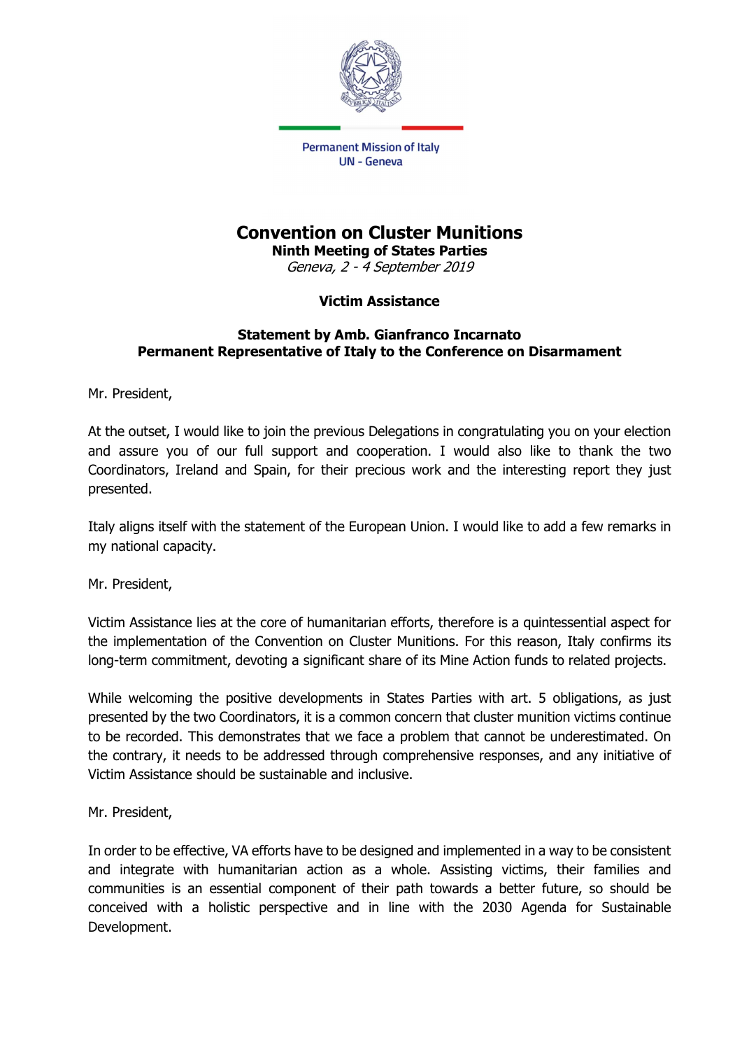Permanent Mission of Italy
UN - Geneva

# Convention on Cluster Munitions

## Ninth Meeting of States Parties

*Geneva, 2 - 4 September 2019*

### Victim Assistance

**Statement by Amb. Gianfranco Incarnato**
**Permanent Representative of Italy to the Conference on Disarmament**

Mr. President,

At the outset, I would like to join the previous Delegations in congratulating you on your election and assure you of our full support and cooperation. I would also like to thank the two Coordinators, Ireland and Spain, for their precious work and the interesting report they just presented.

Italy aligns itself with the statement of the European Union. I would like to add a few remarks in my national capacity.

Mr. President,

Victim Assistance lies at the core of humanitarian efforts, therefore is a quintessential aspect for the implementation of the Convention on Cluster Munitions. For this reason, Italy confirms its long-term commitment, devoting a significant share of its Mine Action funds to related projects.

While welcoming the positive developments in States Parties with art. 5 obligations, as just presented by the two Coordinators, it is a common concern that cluster munition victims continue to be recorded. This demonstrates that we face a problem that cannot be underestimated. On the contrary, it needs to be addressed through comprehensive responses, and any initiative of Victim Assistance should be sustainable and inclusive.

Mr. President,

In order to be effective, VA efforts have to be designed and implemented in a way to be consistent and integrate with humanitarian action as a whole. Assisting victims, their families and communities is an essential component of their path towards a better future, so should be conceived with a holistic perspective and in line with the 2030 Agenda for Sustainable Development.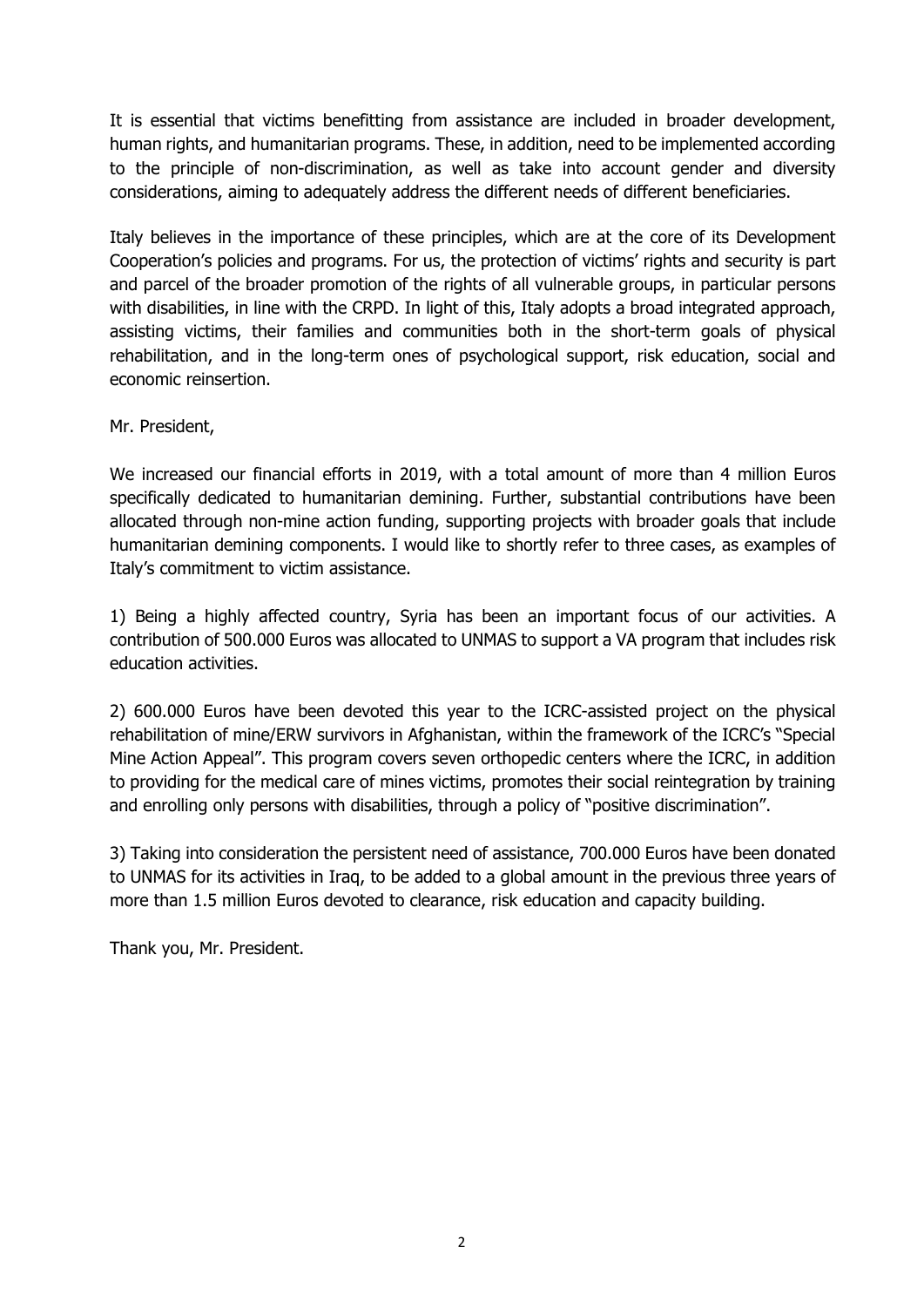It is essential that victims benefitting from assistance are included in broader development, human rights, and humanitarian programs. These, in addition, need to be implemented according to the principle of non-discrimination, as well as take into account gender and diversity considerations, aiming to adequately address the different needs of different beneficiaries.

Italy believes in the importance of these principles, which are at the core of its Development Cooperation's policies and programs. For us, the protection of victims' rights and security is part and parcel of the broader promotion of the rights of all vulnerable groups, in particular persons with disabilities, in line with the CRPD. In light of this, Italy adopts a broad integrated approach, assisting victims, their families and communities both in the short-term goals of physical rehabilitation, and in the long-term ones of psychological support, risk education, social and economic reinsertion.

Mr. President,

We increased our financial efforts in 2019, with a total amount of more than 4 million Euros specifically dedicated to humanitarian demining. Further, substantial contributions have been allocated through non-mine action funding, supporting projects with broader goals that include humanitarian demining components. I would like to shortly refer to three cases, as examples of Italy's commitment to victim assistance.

1) Being a highly affected country, Syria has been an important focus of our activities. A contribution of 500.000 Euros was allocated to UNMAS to support a VA program that includes risk education activities.

2) 600.000 Euros have been devoted this year to the ICRC-assisted project on the physical rehabilitation of mine/ERW survivors in Afghanistan, within the framework of the ICRC's "Special Mine Action Appeal". This program covers seven orthopedic centers where the ICRC, in addition to providing for the medical care of mines victims, promotes their social reintegration by training and enrolling only persons with disabilities, through a policy of "positive discrimination".

3) Taking into consideration the persistent need of assistance, 700.000 Euros have been donated to UNMAS for its activities in Iraq, to be added to a global amount in the previous three years of more than 1.5 million Euros devoted to clearance, risk education and capacity building.

Thank you, Mr. President.